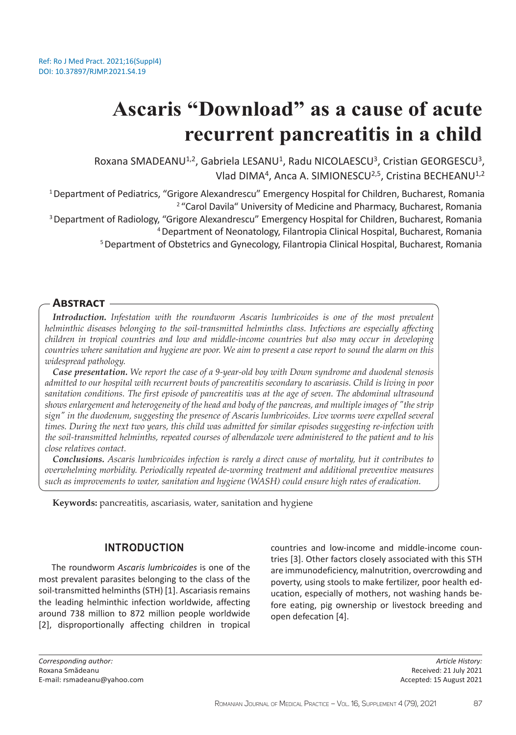Ref: Ro J Med Pract. 2021;16(Suppl4)
DOI: 10.37897/RJMP.2021.S4.19

# Ascaris "Download" as a cause of acute recurrent pancreatitis in a child

Roxana SMADEANU[1,2], Gabriela LESANU[1], Radu NICOLAESCU[3], Cristian GEORGESCU[3], Vlad DIMA[4], Anca A. SIMIONESCU[2,5], Cristina BECHEANU[1,2]

[1] Department of Pediatrics, "Grigore Alexandrescu" Emergency Hospital for Children, Bucharest, Romania
[2] "Carol Davila" University of Medicine and Pharmacy, Bucharest, Romania
[3] Department of Radiology, "Grigore Alexandrescu" Emergency Hospital for Children, Bucharest, Romania
[4] Department of Neonatology, Filantropia Clinical Hospital, Bucharest, Romania
[5] Department of Obstetrics and Gynecology, Filantropia Clinical Hospital, Bucharest, Romania

## Abstract

***Introduction.*** *Infestation with the roundworm Ascaris lumbricoides is one of the most prevalent helminthic diseases belonging to the class of the soil-transmitted helminths. Infections are especially affecting children in tropical countries and low and middle-income countries but also may occur in developing countries where sanitation and hygiene are poor. We aim to present a case report to sound the alarm on this widespread pathology.*

***Case presentation.*** *We report the case of a 9-year-old boy with Down syndrome and duodenal stenosis admitted to our hospital with recurrent bouts of pancreatitis secondary to ascariasis. Child is living in poor sanitation conditions. The first episode of pancreatitis was at the age of seven. The abdominal ultrasound shows enlargement and heterogeneity of the head and body of the pancreas, and multiple images of "the strip sign" in the duodenum, suggesting the presence of Ascaris lumbricoides. Live worms were expelled several times. During the next two years, this child was admitted for similar episodes suggesting re-infection with the soil-transmitted helminths, repeated courses of albendazole were administered to the patient and to his close relatives contact.*

***Conclusions.*** *Ascaris lumbricoides infection is rarely a direct cause of mortality, but it contributes to overwhelming morbidity. Periodically repeated de-worming treatment and additional preventive measures such as improvements to water, sanitation and hygiene (WASH) could ensure high rates of eradication.*

**Keywords:** pancreatitis, ascariasis, water, sanitation and hygiene

## INTRODUCTION

The roundworm *Ascaris lumbricoides* is one of the most prevalent parasites belonging to the class of the soil-transmitted helminths (STH) [1]. Ascariasis remains the leading helminthic infection worldwide, affecting around 738 million to 872 million people worldwide [2], disproportionally affecting children in tropical countries and low-income and middle-income countries [3]. Other factors closely associated with this STH are immunodeficiency, malnutrition, overcrowding and poverty, using stools to make fertilizer, poor health education, especially of mothers, not washing hands before eating, pig ownership or livestock breeding and open defecation [4].

*Corresponding author:*
Roxana Smădeanu
E-mail: rsmadeanu@yahoo.com

*Article History:*
Received: 21 July 2021
Accepted: 15 August 2021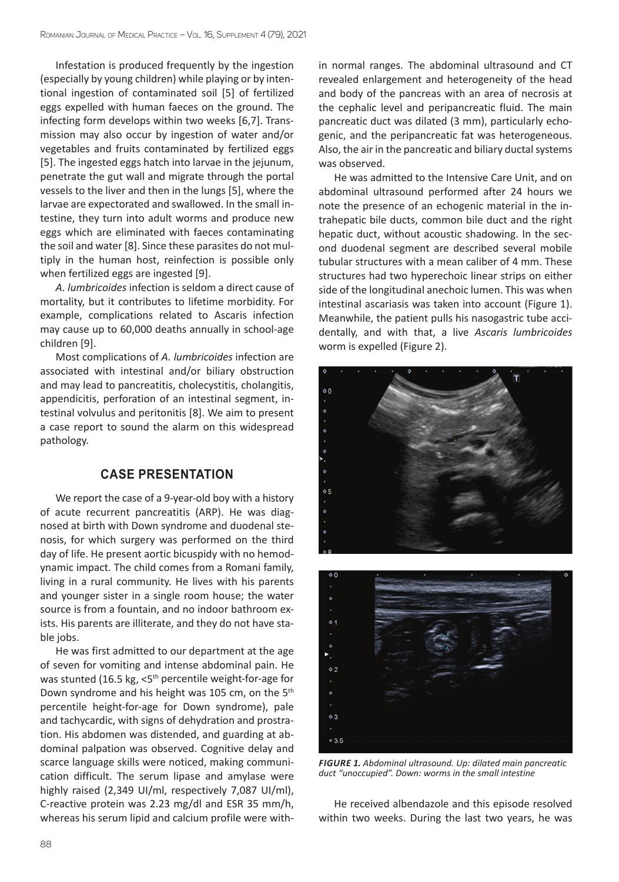Infestation is produced frequently by the ingestion (especially by young children) while playing or by intentional ingestion of contaminated soil [5] of fertilized eggs expelled with human faeces on the ground. The infecting form develops within two weeks [6,7]. Transmission may also occur by ingestion of water and/or vegetables and fruits contaminated by fertilized eggs [5]. The ingested eggs hatch into larvae in the jejunum, penetrate the gut wall and migrate through the portal vessels to the liver and then in the lungs [5], where the larvae are expectorated and swallowed. In the small intestine, they turn into adult worms and produce new eggs which are eliminated with faeces contaminating the soil and water [8]. Since these parasites do not multiply in the human host, reinfection is possible only when fertilized eggs are ingested [9].

*A. lumbricoides* infection is seldom a direct cause of mortality, but it contributes to lifetime morbidity. For example, complications related to Ascaris infection may cause up to 60,000 deaths annually in school-age children [9].

Most complications of *A. lumbricoides* infection are associated with intestinal and/or biliary obstruction and may lead to pancreatitis, cholecystitis, cholangitis, appendicitis, perforation of an intestinal segment, intestinal volvulus and peritonitis [8]. We aim to present a case report to sound the alarm on this widespread pathology.

## CASE PRESENTATION

We report the case of a 9-year-old boy with a history of acute recurrent pancreatitis (ARP). He was diagnosed at birth with Down syndrome and duodenal stenosis, for which surgery was performed on the third day of life. He present aortic bicuspidy with no hemodynamic impact. The child comes from a Romani family, living in a rural community. He lives with his parents and younger sister in a single room house; the water source is from a fountain, and no indoor bathroom exists. His parents are illiterate, and they do not have stable jobs.

He was first admitted to our department at the age of seven for vomiting and intense abdominal pain. He was stunted (16.5 kg, <5th percentile weight-for-age for Down syndrome and his height was 105 cm, on the 5th percentile height-for-age for Down syndrome), pale and tachycardic, with signs of dehydration and prostration. His abdomen was distended, and guarding at abdominal palpation was observed. Cognitive delay and scarce language skills were noticed, making communication difficult. The serum lipase and amylase were highly raised (2,349 UI/ml, respectively 7,087 UI/ml), C-reactive protein was 2.23 mg/dl and ESR 35 mm/h, whereas his serum lipid and calcium profile were within normal ranges. The abdominal ultrasound and CT revealed enlargement and heterogeneity of the head and body of the pancreas with an area of necrosis at the cephalic level and peripancreatic fluid. The main pancreatic duct was dilated (3 mm), particularly echogenic, and the peripancreatic fat was heterogeneous. Also, the air in the pancreatic and biliary ductal systems was observed.

He was admitted to the Intensive Care Unit, and on abdominal ultrasound performed after 24 hours we note the presence of an echogenic material in the intrahepatic bile ducts, common bile duct and the right hepatic duct, without acoustic shadowing. In the second duodenal segment are described several mobile tubular structures with a mean caliber of 4 mm. These structures had two hyperechoic linear strips on either side of the longitudinal anechoic lumen. This was when intestinal ascariasis was taken into account (Figure 1). Meanwhile, the patient pulls his nasogastric tube accidentally, and with that, a live *Ascaris lumbricoides* worm is expelled (Figure 2).

***FIGURE 1.*** *Abdominal ultrasound. Up: dilated main pancreatic duct "unoccupied". Down: worms in the small intestine*

He received albendazole and this episode resolved within two weeks. During the last two years, he was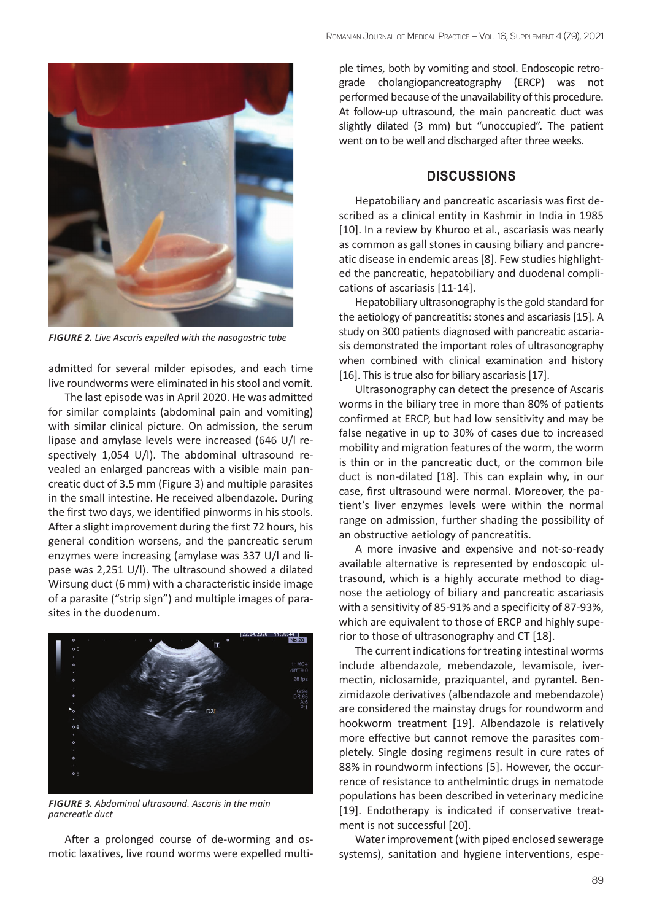*FIGURE 2. Live Ascaris expelled with the nasogastric tube*

admitted for several milder episodes, and each time live roundworms were eliminated in his stool and vomit.

The last episode was in April 2020. He was admitted for similar complaints (abdominal pain and vomiting) with similar clinical picture. On admission, the serum lipase and amylase levels were increased (646 U/l respectively 1,054 U/l). The abdominal ultrasound revealed an enlarged pancreas with a visible main pancreatic duct of 3.5 mm (Figure 3) and multiple parasites in the small intestine. He received albendazole. During the first two days, we identified pinworms in his stools. After a slight improvement during the first 72 hours, his general condition worsens, and the pancreatic serum enzymes were increasing (amylase was 337 U/l and lipase was 2,251 U/l). The ultrasound showed a dilated Wirsung duct (6 mm) with a characteristic inside image of a parasite ("strip sign") and multiple images of parasites in the duodenum.

*FIGURE 3. Abdominal ultrasound. Ascaris in the main pancreatic duct*

After a prolonged course of de-worming and osmotic laxatives, live round worms were expelled multiple times, both by vomiting and stool. Endoscopic retrograde cholangiopancreatography (ERCP) was not performed because of the unavailability of this procedure. At follow-up ultrasound, the main pancreatic duct was slightly dilated (3 mm) but "unoccupied". The patient went on to be well and discharged after three weeks.

## DISCUSSIONS

Hepatobiliary and pancreatic ascariasis was first described as a clinical entity in Kashmir in India in 1985 [10]. In a review by Khuroo et al., ascariasis was nearly as common as gall stones in causing biliary and pancreatic disease in endemic areas [8]. Few studies highlighted the pancreatic, hepatobiliary and duodenal complications of ascariasis [11-14].

Hepatobiliary ultrasonography is the gold standard for the aetiology of pancreatitis: stones and ascariasis [15]. A study on 300 patients diagnosed with pancreatic ascariasis demonstrated the important roles of ultrasonography when combined with clinical examination and history [16]. This is true also for biliary ascariasis [17].

Ultrasonography can detect the presence of Ascaris worms in the biliary tree in more than 80% of patients confirmed at ERCP, but had low sensitivity and may be false negative in up to 30% of cases due to increased mobility and migration features of the worm, the worm is thin or in the pancreatic duct, or the common bile duct is non-dilated [18]. This can explain why, in our case, first ultrasound were normal. Moreover, the patient's liver enzymes levels were within the normal range on admission, further shading the possibility of an obstructive aetiology of pancreatitis.

A more invasive and expensive and not-so-ready available alternative is represented by endoscopic ultrasound, which is a highly accurate method to diagnose the aetiology of biliary and pancreatic ascariasis with a sensitivity of 85-91% and a specificity of 87-93%, which are equivalent to those of ERCP and highly superior to those of ultrasonography and CT [18].

The current indications for treating intestinal worms include albendazole, mebendazole, levamisole, ivermectin, niclosamide, praziquantel, and pyrantel. Benzimidazole derivatives (albendazole and mebendazole) are considered the mainstay drugs for roundworm and hookworm treatment [19]. Albendazole is relatively more effective but cannot remove the parasites completely. Single dosing regimens result in cure rates of 88% in roundworm infections [5]. However, the occurrence of resistance to anthelmintic drugs in nematode populations has been described in veterinary medicine [19]. Endotherapy is indicated if conservative treatment is not successful [20].

Water improvement (with piped enclosed sewerage systems), sanitation and hygiene interventions, espe-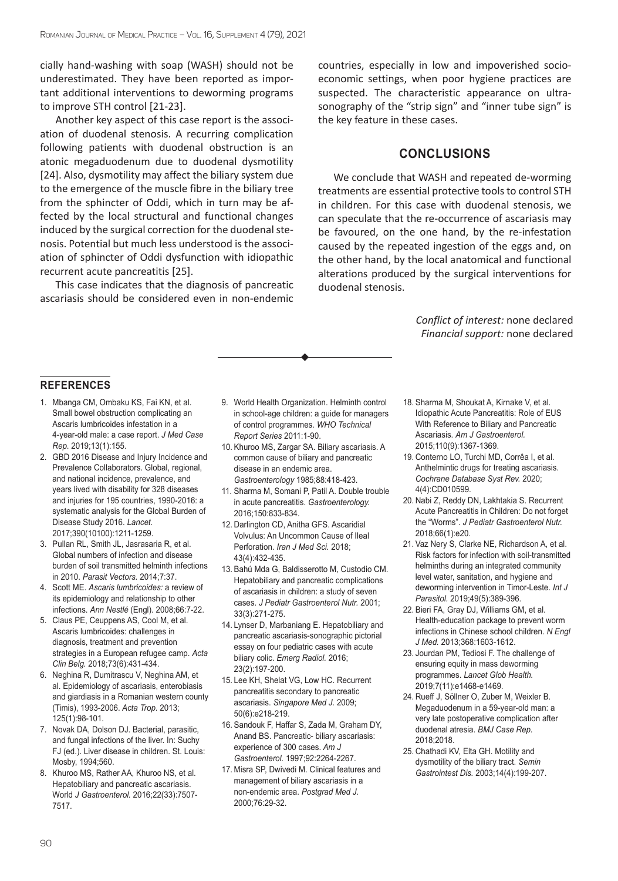cially hand-washing with soap (WASH) should not be underestimated. They have been reported as important additional interventions to deworming programs to improve STH control [21-23].

Another key aspect of this case report is the association of duodenal stenosis. A recurring complication following patients with duodenal obstruction is an atonic megaduodenum due to duodenal dysmotility [24]. Also, dysmotility may affect the biliary system due to the emergence of the muscle fibre in the biliary tree from the sphincter of Oddi, which in turn may be affected by the local structural and functional changes induced by the surgical correction for the duodenal stenosis. Potential but much less understood is the association of sphincter of Oddi dysfunction with idiopathic recurrent acute pancreatitis [25].

This case indicates that the diagnosis of pancreatic ascariasis should be considered even in non-endemic countries, especially in low and impoverished socio-economic settings, when poor hygiene practices are suspected. The characteristic appearance on ultrasonography of the "strip sign" and "inner tube sign" is the key feature in these cases.

## CONCLUSIONS

We conclude that WASH and repeated de-worming treatments are essential protective tools to control STH in children. For this case with duodenal stenosis, we can speculate that the re-occurrence of ascariasis may be favoured, on the one hand, by the re-infestation caused by the repeated ingestion of the eggs and, on the other hand, by the local anatomical and functional alterations produced by the surgical interventions for duodenal stenosis.

*Conflict of interest:* none declared
*Financial support:* none declared

## REFERENCES

1. Mbanga CM, Ombaku KS, Fai KN, et al. Small bowel obstruction complicating an Ascaris lumbricoides infestation in a 4-year-old male: a case report. *J Med Case Rep.* 2019;13(1):155.
2. GBD 2016 Disease and Injury Incidence and Prevalence Collaborators. Global, regional, and national incidence, prevalence, and years lived with disability for 328 diseases and injuries for 195 countries, 1990-2016: a systematic analysis for the Global Burden of Disease Study 2016. *Lancet.* 2017;390(10100):1211-1259.
3. Pullan RL, Smith JL, Jasrasaria R, et al. Global numbers of infection and disease burden of soil transmitted helminth infections in 2010. *Parasit Vectors.* 2014;7:37.
4. Scott ME. *Ascaris lumbricoides:* a review of its epidemiology and relationship to other infections. *Ann Nestlé* (Engl). 2008;66:7-22.
5. Claus PE, Ceuppens AS, Cool M, et al. Ascaris lumbricoides: challenges in diagnosis, treatment and prevention strategies in a European refugee camp. *Acta Clin Belg.* 2018;73(6):431-434.
6. Neghina R, Dumitrascu V, Neghina AM, et al. Epidemiology of ascariasis, enterobiasis and giardiasis in a Romanian western county (Timis), 1993-2006. *Acta Trop.* 2013; 125(1):98-101.
7. Novak DA, Dolson DJ. Bacterial, parasitic, and fungal infections of the liver. In: Suchy FJ (ed.). Liver disease in children. St. Louis: Mosby, 1994;560.
8. Khuroo MS, Rather AA, Khuroo NS, et al. Hepatobiliary and pancreatic ascariasis. World *J Gastroenterol.* 2016;22(33):7507-7517.
9. World Health Organization. Helminth control in school-age children: a guide for managers of control programmes. *WHO Technical Report Series* 2011:1-90.
10. Khuroo MS, Zargar SA. Biliary ascariasis. A common cause of biliary and pancreatic disease in an endemic area. *Gastroenterology* 1985;88:418-423.
11. Sharma M, Somani P, Patil A. Double trouble in acute pancreatitis. *Gastroenterology.* 2016;150:833-834.
12. Darlington CD, Anitha GFS. Ascaridial Volvulus: An Uncommon Cause of Ileal Perforation. *Iran J Med Sci.* 2018; 43(4):432-435.
13. Bahú Mda G, Baldisserotto M, Custodio CM. Hepatobiliary and pancreatic complications of ascariasis in children: a study of seven cases. *J Pediatr Gastroenterol Nutr.* 2001; 33(3):271-275.
14. Lynser D, Marbaniang E. Hepatobiliary and pancreatic ascariasis-sonographic pictorial essay on four pediatric cases with acute biliary colic. *Emerg Radiol.* 2016; 23(2):197-200.
15. Lee KH, Shelat VG, Low HC. Recurrent pancreatitis secondary to pancreatic ascariasis. *Singapore Med J.* 2009; 50(6):e218-219.
16. Sandouk F, Haffar S, Zada M, Graham DY, Anand BS. Pancreatic- biliary ascariasis: experience of 300 cases. *Am J Gastroenterol.* 1997;92:2264-2267.
17. Misra SP, Dwivedi M. Clinical features and management of biliary ascariasis in a non-endemic area. *Postgrad Med J.* 2000;76:29-32.
18. Sharma M, Shoukat A, Kirnake V, et al. Idiopathic Acute Pancreatitis: Role of EUS With Reference to Biliary and Pancreatic Ascariasis. *Am J Gastroenterol.* 2015;110(9):1367-1369.
19. Conterno LO, Turchi MD, Corrêa I, et al. Anthelmintic drugs for treating ascariasis. *Cochrane Database Syst Rev.* 2020; 4(4):CD010599.
20. Nabi Z, Reddy DN, Lakhtakia S. Recurrent Acute Pancreatitis in Children: Do not forget the "Worms". *J Pediatr Gastroenterol Nutr.* 2018;66(1):e20.
21. Vaz Nery S, Clarke NE, Richardson A, et al. Risk factors for infection with soil-transmitted helminths during an integrated community level water, sanitation, and hygiene and deworming intervention in Timor-Leste. *Int J Parasitol.* 2019;49(5):389-396.
22. Bieri FA, Gray DJ, Williams GM, et al. Health-education package to prevent worm infections in Chinese school children. *N Engl J Med.* 2013;368:1603-1612.
23. Jourdan PM, Tediosi F. The challenge of ensuring equity in mass deworming programmes. *Lancet Glob Health.* 2019;7(11):e1468-e1469.
24. Rueff J, Söllner O, Zuber M, Weixler B. Megaduodenum in a 59-year-old man: a very late postoperative complication after duodenal atresia. *BMJ Case Rep.* 2018;2018.
25. Chathadi KV, Elta GH. Motility and dysmotility of the biliary tract. *Semin Gastrointest Dis.* 2003;14(4):199-207.